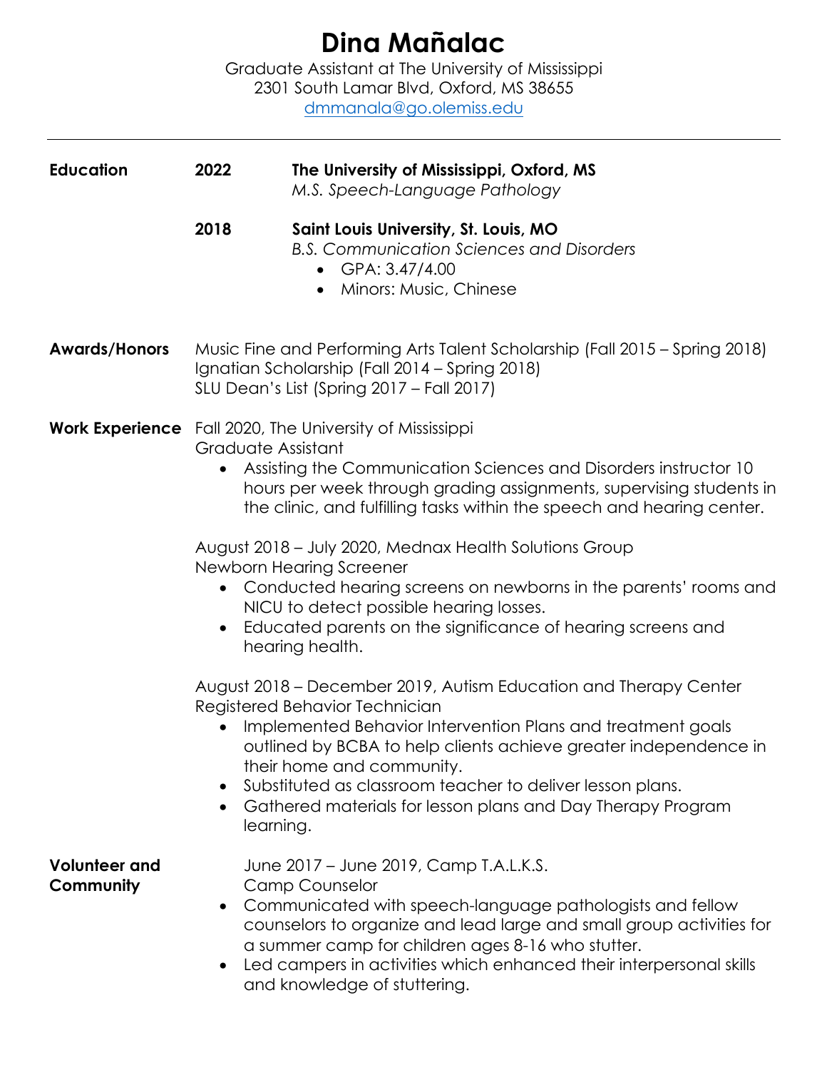# Dina Mañalac

Graduate Assistant at The University of Mississippi
2301 South Lamar Blvd, Oxford, MS 38655
dmmanala@go.olemiss.edu

---

## Education

**2022** — **The University of Mississippi, Oxford, MS**
*M.S. Speech-Language Pathology*

**2018** — **Saint Louis University, St. Louis, MO**
*B.S. Communication Sciences and Disorders*

- GPA: 3.47/4.00
- Minors: Music, Chinese

## Awards/Honors

Music Fine and Performing Arts Talent Scholarship (Fall 2015 – Spring 2018)
Ignatian Scholarship (Fall 2014 – Spring 2018)
SLU Dean's List (Spring 2017 – Fall 2017)

## Work Experience

Fall 2020, The University of Mississippi
Graduate Assistant

- Assisting the Communication Sciences and Disorders instructor 10 hours per week through grading assignments, supervising students in the clinic, and fulfilling tasks within the speech and hearing center.

August 2018 – July 2020, Mednax Health Solutions Group
Newborn Hearing Screener

- Conducted hearing screens on newborns in the parents' rooms and NICU to detect possible hearing losses.
- Educated parents on the significance of hearing screens and hearing health.

August 2018 – December 2019, Autism Education and Therapy Center
Registered Behavior Technician

- Implemented Behavior Intervention Plans and treatment goals outlined by BCBA to help clients achieve greater independence in their home and community.
- Substituted as classroom teacher to deliver lesson plans.
- Gathered materials for lesson plans and Day Therapy Program learning.

## Volunteer and Community

June 2017 – June 2019, Camp T.A.L.K.S.
Camp Counselor

- Communicated with speech-language pathologists and fellow counselors to organize and lead large and small group activities for a summer camp for children ages 8-16 who stutter.
- Led campers in activities which enhanced their interpersonal skills and knowledge of stuttering.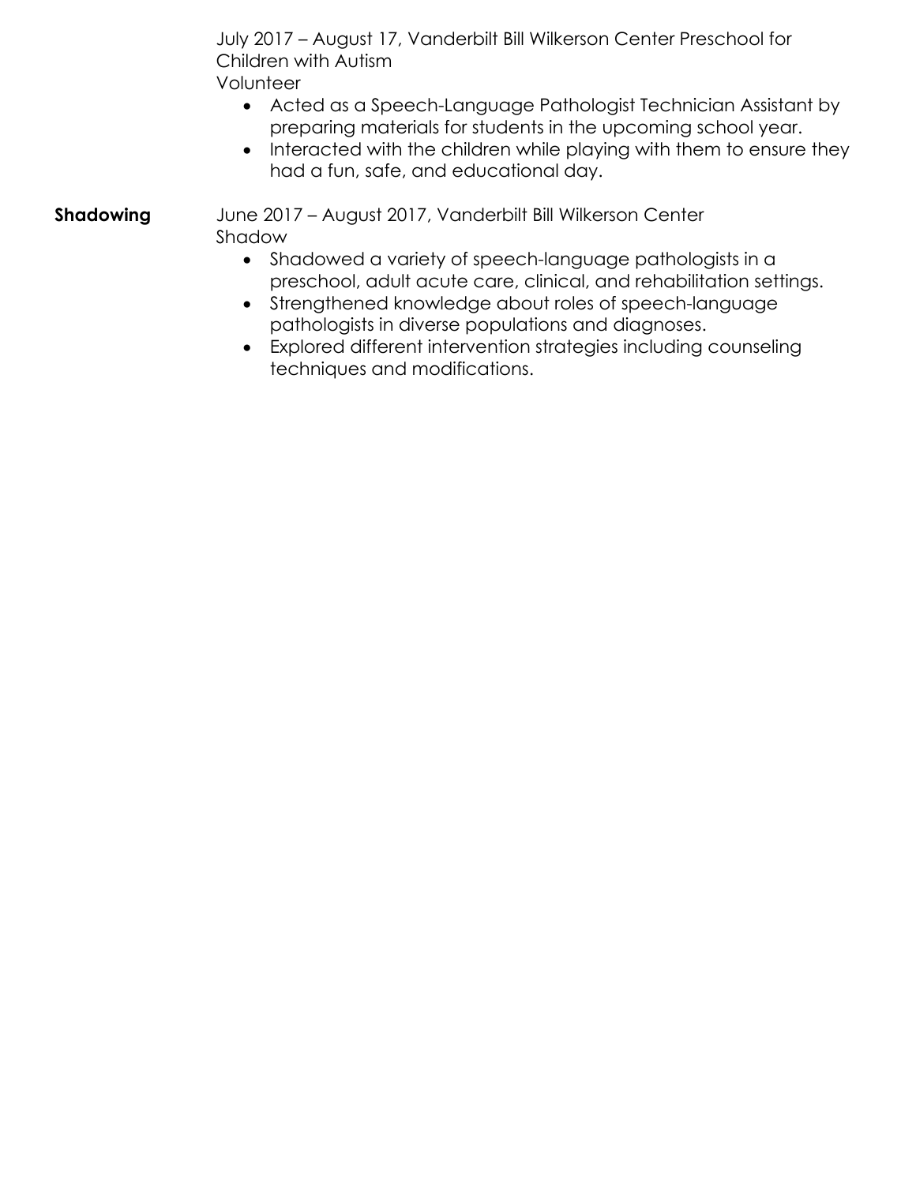July 2017 – August 17, Vanderbilt Bill Wilkerson Center Preschool for Children with Autism
Volunteer

- Acted as a Speech-Language Pathologist Technician Assistant by preparing materials for students in the upcoming school year.
- Interacted with the children while playing with them to ensure they had a fun, safe, and educational day.

**Shadowing**

June 2017 – August 2017, Vanderbilt Bill Wilkerson Center
Shadow

- Shadowed a variety of speech-language pathologists in a preschool, adult acute care, clinical, and rehabilitation settings.
- Strengthened knowledge about roles of speech-language pathologists in diverse populations and diagnoses.
- Explored different intervention strategies including counseling techniques and modifications.